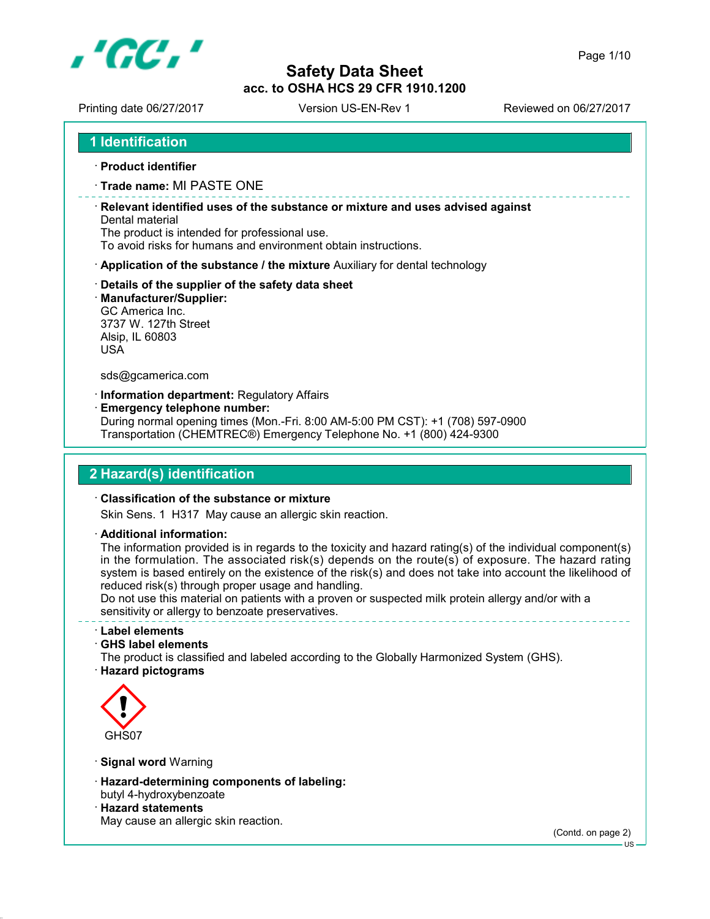# Safety Data Sheet

**acc. to OSHA HCS 29 CFR 1910.1200**

Printing date 06/27/2017 | Version US-EN-Rev 1 | Reviewed on 06/27/2017

## 1 Identification

· **Product identifier**

· **Trade name:** MI PASTE ONE

· **Relevant identified uses of the substance or mixture and uses advised against**
Dental material
The product is intended for professional use.
To avoid risks for humans and environment obtain instructions.

· **Application of the substance / the mixture** Auxiliary for dental technology

· **Details of the supplier of the safety data sheet**
· **Manufacturer/Supplier:**
GC America Inc.
3737 W. 127th Street
Alsip, IL 60803
USA

sds@gcamerica.com

· **Information department:** Regulatory Affairs
· **Emergency telephone number:**
During normal opening times (Mon.-Fri. 8:00 AM-5:00 PM CST): +1 (708) 597-0900
Transportation (CHEMTREC®) Emergency Telephone No. +1 (800) 424-9300

## 2 Hazard(s) identification

· **Classification of the substance or mixture**
Skin Sens. 1 H317 May cause an allergic skin reaction.

· **Additional information:**
The information provided is in regards to the toxicity and hazard rating(s) of the individual component(s) in the formulation. The associated risk(s) depends on the route(s) of exposure. The hazard rating system is based entirely on the existence of the risk(s) and does not take into account the likelihood of reduced risk(s) through proper usage and handling.
Do not use this material on patients with a proven or suspected milk protein allergy and/or with a sensitivity or allergy to benzoate preservatives.

· **Label elements**
· **GHS label elements**
The product is classified and labeled according to the Globally Harmonized System (GHS).
· **Hazard pictograms**

GHS07

· **Signal word** Warning

· **Hazard-determining components of labeling:**
butyl 4-hydroxybenzoate
· **Hazard statements**
May cause an allergic skin reaction.

(Contd. on page 2)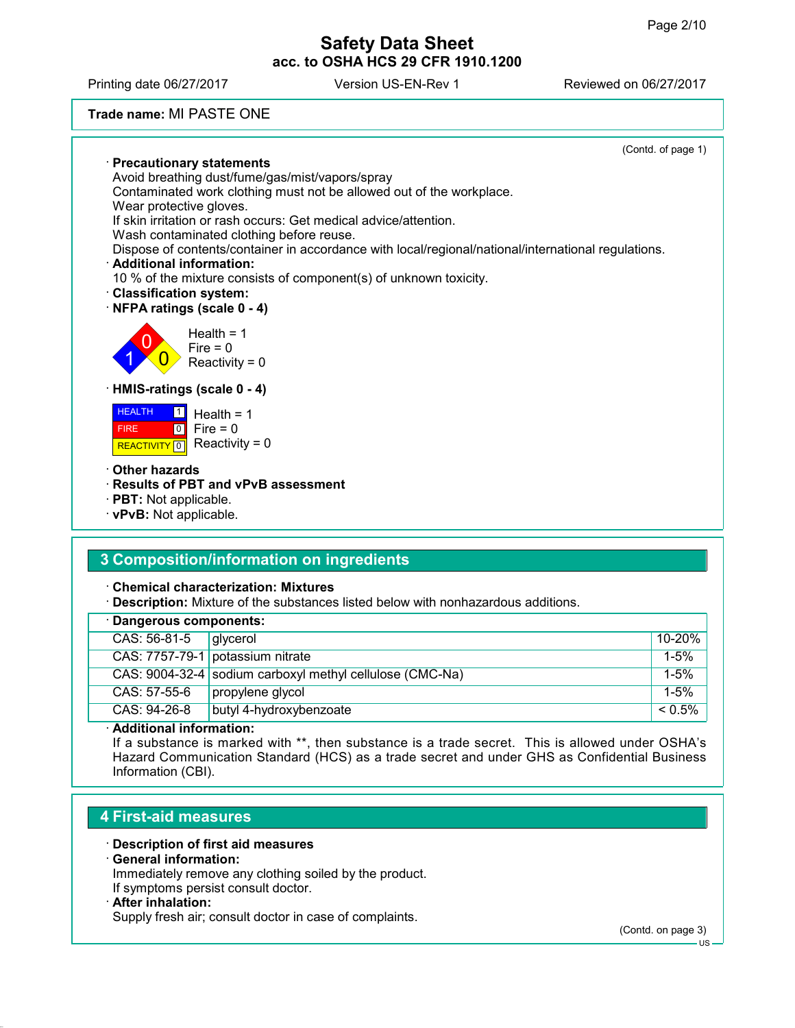Trade name: MI PASTE ONE

(Contd. of page 1)

· **Precautionary statements**
Avoid breathing dust/fume/gas/mist/vapors/spray
Contaminated work clothing must not be allowed out of the workplace.
Wear protective gloves.
If skin irritation or rash occurs: Get medical advice/attention.
Wash contaminated clothing before reuse.
Dispose of contents/container in accordance with local/regional/national/international regulations.

· **Additional information:**
10 % of the mixture consists of component(s) of unknown toxicity.

· **Classification system:**

· **NFPA ratings (scale 0 - 4)**

Health = 1
Fire = 0
Reactivity = 0

· **HMIS-ratings (scale 0 - 4)**

| | | |
|---|---|---|
| HEALTH | 1 | Health = 1 |
| FIRE | 0 | Fire = 0 |
| REACTIVITY | 0 | Reactivity = 0 |

· **Other hazards**
· **Results of PBT and vPvB assessment**
· **PBT:** Not applicable.
· **vPvB:** Not applicable.

## 3 Composition/information on ingredients

· **Chemical characterization: Mixtures**
· **Description:** Mixture of the substances listed below with nonhazardous additions.

| · Dangerous components: | | |
|---|---|---|
| CAS: 56-81-5 | glycerol | 10-20% |
| CAS: 7757-79-1 | potassium nitrate | 1-5% |
| CAS: 9004-32-4 | sodium carboxyl methyl cellulose (CMC-Na) | 1-5% |
| CAS: 57-55-6 | propylene glycol | 1-5% |
| CAS: 94-26-8 | butyl 4-hydroxybenzoate | < 0.5% |

· **Additional information:**
If a substance is marked with **, then substance is a trade secret. This is allowed under OSHA's Hazard Communication Standard (HCS) as a trade secret and under GHS as Confidential Business Information (CBI).

## 4 First-aid measures

· **Description of first aid measures**
· **General information:**
Immediately remove any clothing soiled by the product.
If symptoms persist consult doctor.
· **After inhalation:**
Supply fresh air; consult doctor in case of complaints.

(Contd. on page 3)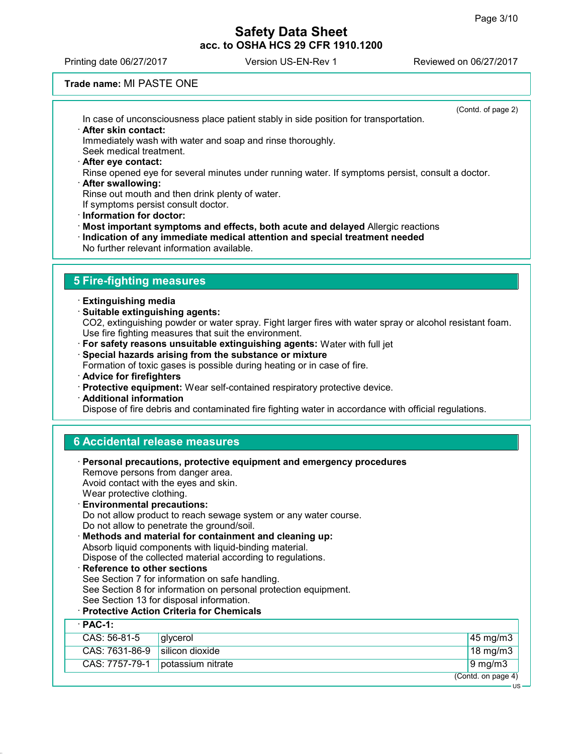**Trade name:** MI PASTE ONE

(Contd. of page 2)

In case of unconsciousness place patient stably in side position for transportation.

· **After skin contact:**
Immediately wash with water and soap and rinse thoroughly.
Seek medical treatment.

· **After eye contact:**
Rinse opened eye for several minutes under running water. If symptoms persist, consult a doctor.

· **After swallowing:**
Rinse out mouth and then drink plenty of water.
If symptoms persist consult doctor.

· **Information for doctor:**

· **Most important symptoms and effects, both acute and delayed** Allergic reactions

· **Indication of any immediate medical attention and special treatment needed**
No further relevant information available.

## 5 Fire-fighting measures

· **Extinguishing media**

· **Suitable extinguishing agents:**
$CO_2$, extinguishing powder or water spray. Fight larger fires with water spray or alcohol resistant foam.
Use fire fighting measures that suit the environment.

· **For safety reasons unsuitable extinguishing agents:** Water with full jet

· **Special hazards arising from the substance or mixture**
Formation of toxic gases is possible during heating or in case of fire.

· **Advice for firefighters**

· **Protective equipment:** Wear self-contained respiratory protective device.

· **Additional information**
Dispose of fire debris and contaminated fire fighting water in accordance with official regulations.

## 6 Accidental release measures

· **Personal precautions, protective equipment and emergency procedures**
Remove persons from danger area.
Avoid contact with the eyes and skin.
Wear protective clothing.

· **Environmental precautions:**
Do not allow product to reach sewage system or any water course.
Do not allow to penetrate the ground/soil.

· **Methods and material for containment and cleaning up:**
Absorb liquid components with liquid-binding material.
Dispose of the collected material according to regulations.

· **Reference to other sections**
See Section 7 for information on safe handling.
See Section 8 for information on personal protection equipment.
See Section 13 for disposal information.

· **Protective Action Criteria for Chemicals**

| · **PAC-1:** | | |
|---|---|---|
| CAS: 56-81-5 | glycerol | 45 mg/m3 |
| CAS: 7631-86-9 | silicon dioxide | 18 mg/m3 |
| CAS: 7757-79-1 | potassium nitrate | 9 mg/m3 |

(Contd. on page 4)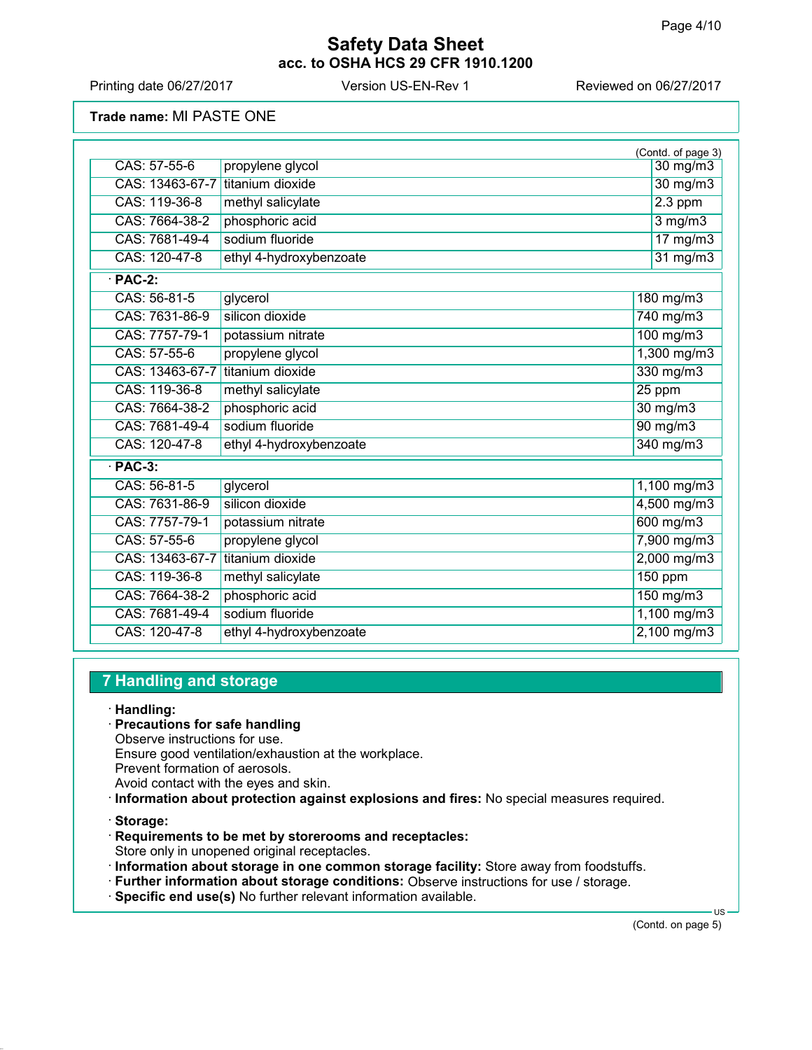**Trade name:** MI PASTE ONE

(Contd. of page 3)

| | | |
|---|---|---|
| CAS: 57-55-6 | propylene glycol | 30 mg/m3 |
| CAS: 13463-67-7 | titanium dioxide | 30 mg/m3 |
| CAS: 119-36-8 | methyl salicylate | 2.3 ppm |
| CAS: 7664-38-2 | phosphoric acid | 3 mg/m3 |
| CAS: 7681-49-4 | sodium fluoride | 17 mg/m3 |
| CAS: 120-47-8 | ethyl 4-hydroxybenzoate | 31 mg/m3 |
| · **PAC-2:** | | |
| CAS: 56-81-5 | glycerol | 180 mg/m3 |
| CAS: 7631-86-9 | silicon dioxide | 740 mg/m3 |
| CAS: 7757-79-1 | potassium nitrate | 100 mg/m3 |
| CAS: 57-55-6 | propylene glycol | 1,300 mg/m3 |
| CAS: 13463-67-7 | titanium dioxide | 330 mg/m3 |
| CAS: 119-36-8 | methyl salicylate | 25 ppm |
| CAS: 7664-38-2 | phosphoric acid | 30 mg/m3 |
| CAS: 7681-49-4 | sodium fluoride | 90 mg/m3 |
| CAS: 120-47-8 | ethyl 4-hydroxybenzoate | 340 mg/m3 |
| · **PAC-3:** | | |
| CAS: 56-81-5 | glycerol | 1,100 mg/m3 |
| CAS: 7631-86-9 | silicon dioxide | 4,500 mg/m3 |
| CAS: 7757-79-1 | potassium nitrate | 600 mg/m3 |
| CAS: 57-55-6 | propylene glycol | 7,900 mg/m3 |
| CAS: 13463-67-7 | titanium dioxide | 2,000 mg/m3 |
| CAS: 119-36-8 | methyl salicylate | 150 ppm |
| CAS: 7664-38-2 | phosphoric acid | 150 mg/m3 |
| CAS: 7681-49-4 | sodium fluoride | 1,100 mg/m3 |
| CAS: 120-47-8 | ethyl 4-hydroxybenzoate | 2,100 mg/m3 |

## 7 Handling and storage

· **Handling:**
· **Precautions for safe handling**
Observe instructions for use.
Ensure good ventilation/exhaustion at the workplace.
Prevent formation of aerosols.
Avoid contact with the eyes and skin.
· **Information about protection against explosions and fires:** No special measures required.

· **Storage:**
· **Requirements to be met by storerooms and receptacles:**
Store only in unopened original receptacles.
· **Information about storage in one common storage facility:** Store away from foodstuffs.
· **Further information about storage conditions:** Observe instructions for use / storage.
· **Specific end use(s)** No further relevant information available.

(Contd. on page 5)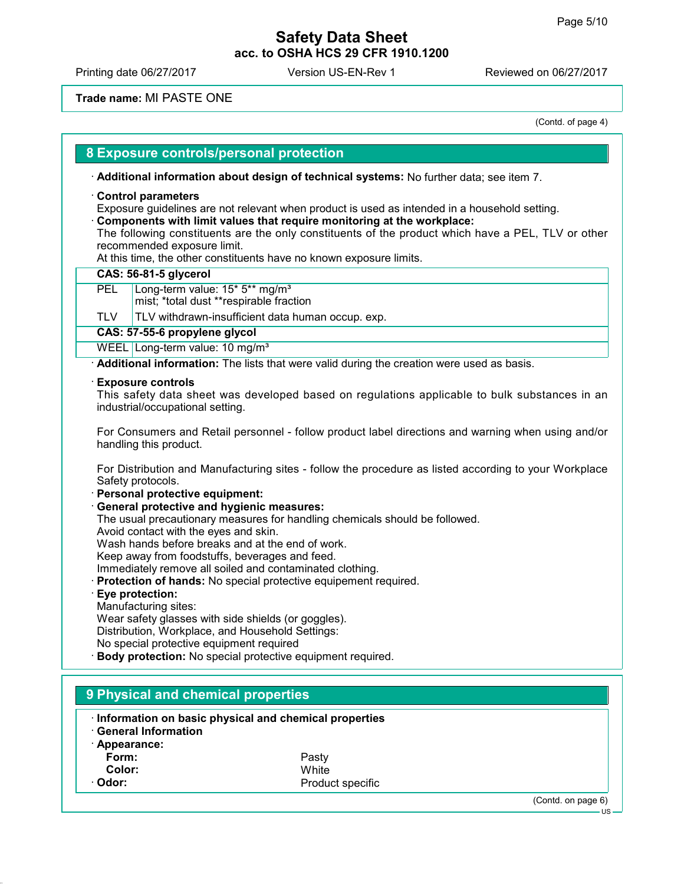Trade name: MI PASTE ONE

(Contd. of page 4)

## 8 Exposure controls/personal protection

· **Additional information about design of technical systems:** No further data; see item 7.

· **Control parameters**
Exposure guidelines are not relevant when product is used as intended in a household setting.
· **Components with limit values that require monitoring at the workplace:**
The following constituents are the only constituents of the product which have a PEL, TLV or other recommended exposure limit.
At this time, the other constituents have no known exposure limits.

| **CAS: 56-81-5 glycerol** | |
|---|---|
| PEL | Long-term value: 15* 5** mg/m³<br>mist; *total dust **respirable fraction |
| TLV | TLV withdrawn-insufficient data human occup. exp. |
| **CAS: 57-55-6 propylene glycol** | |
| WEEL | Long-term value: 10 mg/m³ |

· **Additional information:** The lists that were valid during the creation were used as basis.

· **Exposure controls**
This safety data sheet was developed based on regulations applicable to bulk substances in an industrial/occupational setting.

For Consumers and Retail personnel - follow product label directions and warning when using and/or handling this product.

For Distribution and Manufacturing sites - follow the procedure as listed according to your Workplace Safety protocols.
· **Personal protective equipment:**
· **General protective and hygienic measures:**
The usual precautionary measures for handling chemicals should be followed.
Avoid contact with the eyes and skin.
Wash hands before breaks and at the end of work.
Keep away from foodstuffs, beverages and feed.
Immediately remove all soiled and contaminated clothing.
· **Protection of hands:** No special protective equipement required.
· **Eye protection:**
Manufacturing sites:
Wear safety glasses with side shields (or goggles).
Distribution, Workplace, and Household Settings:
No special protective equipment required
· **Body protection:** No special protective equipment required.

## 9 Physical and chemical properties

· **Information on basic physical and chemical properties**
· **General Information**
· **Appearance:**

| | |
|---|---|
| **Form:** | Pasty |
| **Color:** | White |
| · **Odor:** | Product specific |

(Contd. on page 6)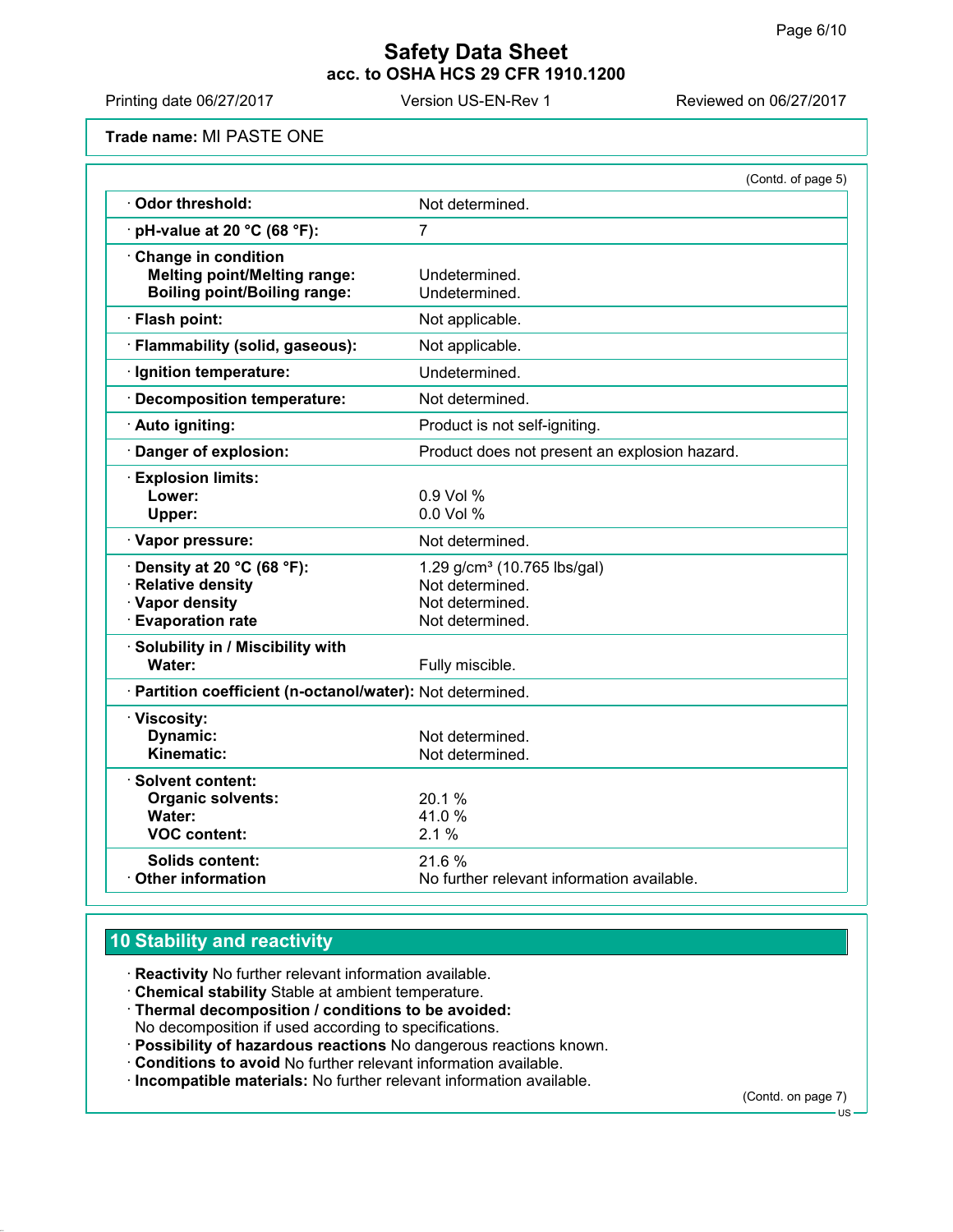# Safety Data Sheet

## acc. to OSHA HCS 29 CFR 1910.1200

Printing date 06/27/2017 | Version US-EN-Rev 1 | Reviewed on 06/27/2017

**Trade name:** MI PASTE ONE

(Contd. of page 5)

| | |
|---|---|
| · **Odor threshold:** | Not determined. |
| · **pH-value at 20 °C (68 °F):** | 7 |
| · **Change in condition** | |
| **Melting point/Melting range:** | Undetermined. |
| **Boiling point/Boiling range:** | Undetermined. |
| · **Flash point:** | Not applicable. |
| · **Flammability (solid, gaseous):** | Not applicable. |
| · **Ignition temperature:** | Undetermined. |
| · **Decomposition temperature:** | Not determined. |
| · **Auto igniting:** | Product is not self-igniting. |
| · **Danger of explosion:** | Product does not present an explosion hazard. |
| · **Explosion limits:** | |
| **Lower:** | 0.9 Vol % |
| **Upper:** | 0.0 Vol % |
| · **Vapor pressure:** | Not determined. |
| · **Density at 20 °C (68 °F):** | 1.29 g/cm³ (10.765 lbs/gal) |
| · **Relative density** | Not determined. |
| · **Vapor density** | Not determined. |
| · **Evaporation rate** | Not determined. |
| · **Solubility in / Miscibility with** | |
| **Water:** | Fully miscible. |
| · **Partition coefficient (n-octanol/water):** | Not determined. |
| · **Viscosity:** | |
| **Dynamic:** | Not determined. |
| **Kinematic:** | Not determined. |
| · **Solvent content:** | |
| **Organic solvents:** | 20.1 % |
| **Water:** | 41.0 % |
| **VOC content:** | 2.1 % |
| **Solids content:** | 21.6 % |
| · **Other information** | No further relevant information available. |

## 10 Stability and reactivity

· **Reactivity** No further relevant information available.
· **Chemical stability** Stable at ambient temperature.
· **Thermal decomposition / conditions to be avoided:**
No decomposition if used according to specifications.
· **Possibility of hazardous reactions** No dangerous reactions known.
· **Conditions to avoid** No further relevant information available.
· **Incompatible materials:** No further relevant information available.

(Contd. on page 7)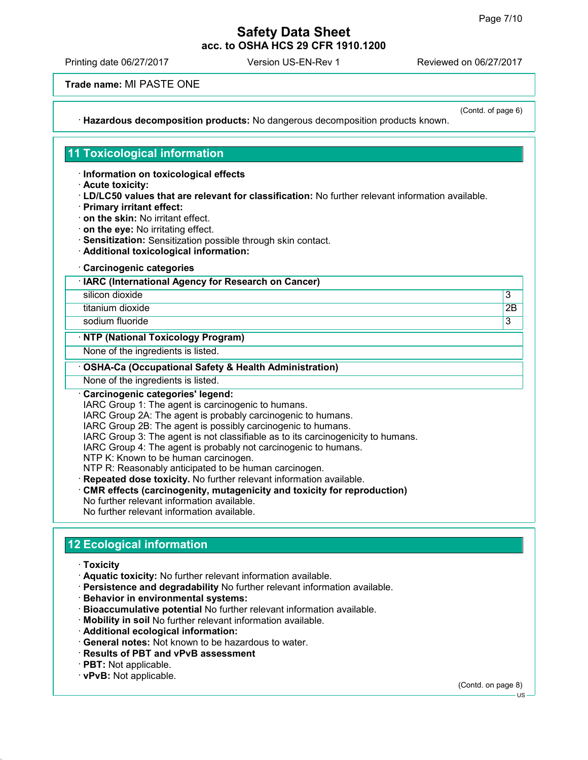(Contd. of page 6)

· **Hazardous decomposition products:** No dangerous decomposition products known.

## 11 Toxicological information

· **Information on toxicological effects**
· **Acute toxicity:**
· **LD/LC50 values that are relevant for classification:** No further relevant information available.
· **Primary irritant effect:**
· **on the skin:** No irritant effect.
· **on the eye:** No irritating effect.
· **Sensitization:** Sensitization possible through skin contact.
· **Additional toxicological information:**

· **Carcinogenic categories**

| · IARC (International Agency for Research on Cancer) | |
|---|---|
| silicon dioxide | 3 |
| titanium dioxide | 2B |
| sodium fluoride | 3 |

| · NTP (National Toxicology Program) |
|---|
| None of the ingredients is listed. |

| · OSHA-Ca (Occupational Safety & Health Administration) |
|---|
| None of the ingredients is listed. |

· **Carcinogenic categories' legend:**
IARC Group 1: The agent is carcinogenic to humans.
IARC Group 2A: The agent is probably carcinogenic to humans.
IARC Group 2B: The agent is possibly carcinogenic to humans.
IARC Group 3: The agent is not classifiable as to its carcinogenicity to humans.
IARC Group 4: The agent is probably not carcinogenic to humans.
NTP K: Known to be human carcinogen.
NTP R: Reasonably anticipated to be human carcinogen.
· **Repeated dose toxicity.** No further relevant information available.
· **CMR effects (carcinogenity, mutagenicity and toxicity for reproduction)**
No further relevant information available.
No further relevant information available.

## 12 Ecological information

· **Toxicity**
· **Aquatic toxicity:** No further relevant information available.
· **Persistence and degradability** No further relevant information available.
· **Behavior in environmental systems:**
· **Bioaccumulative potential** No further relevant information available.
· **Mobility in soil** No further relevant information available.
· **Additional ecological information:**
· **General notes:** Not known to be hazardous to water.
· **Results of PBT and vPvB assessment**
· **PBT:** Not applicable.
· **vPvB:** Not applicable.

(Contd. on page 8)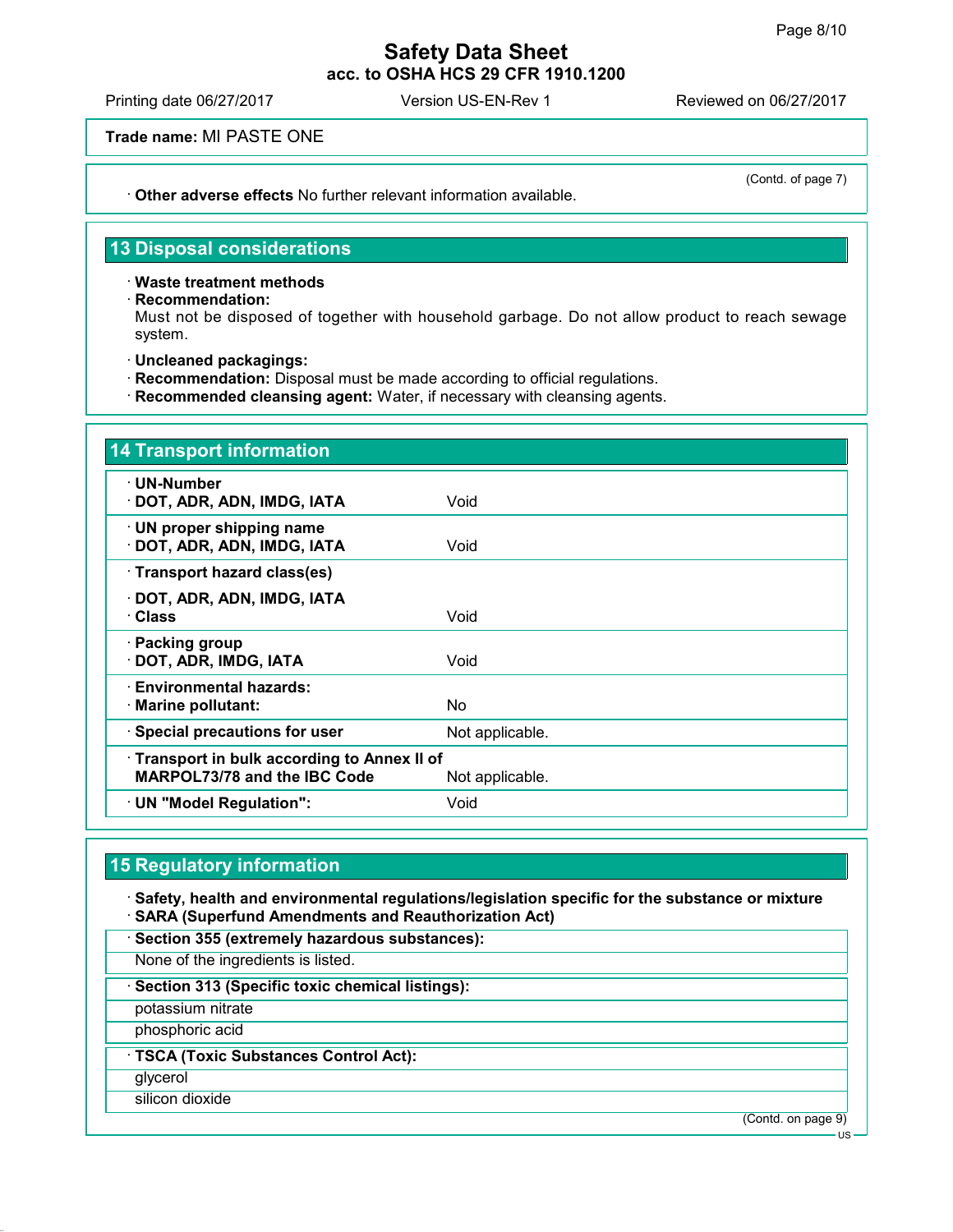(Contd. of page 7)

· **Other adverse effects** No further relevant information available.

## 13 Disposal considerations

· **Waste treatment methods**
· **Recommendation:**
Must not be disposed of together with household garbage. Do not allow product to reach sewage system.

· **Uncleaned packagings:**
· **Recommendation:** Disposal must be made according to official regulations.
· **Recommended cleansing agent:** Water, if necessary with cleansing agents.

## 14 Transport information

| | |
|---|---|
| · **UN-Number**<br>· **DOT, ADR, ADN, IMDG, IATA** | Void |
| · **UN proper shipping name**<br>· **DOT, ADR, ADN, IMDG, IATA** | Void |
| · **Transport hazard class(es)**<br>· **DOT, ADR, ADN, IMDG, IATA**<br>· **Class** | Void |
| · **Packing group**<br>· **DOT, ADR, IMDG, IATA** | Void |
| · **Environmental hazards:**<br>· **Marine pollutant:** | No |
| · **Special precautions for user** | Not applicable. |
| · **Transport in bulk according to Annex II of MARPOL73/78 and the IBC Code** | Not applicable. |
| · **UN "Model Regulation":** | Void |

## 15 Regulatory information

· **Safety, health and environmental regulations/legislation specific for the substance or mixture**
· **SARA (Superfund Amendments and Reauthorization Act)**

· **Section 355 (extremely hazardous substances):**

None of the ingredients is listed.

· **Section 313 (Specific toxic chemical listings):**

potassium nitrate

phosphoric acid

· **TSCA (Toxic Substances Control Act):**

glycerol

silicon dioxide

(Contd. on page 9)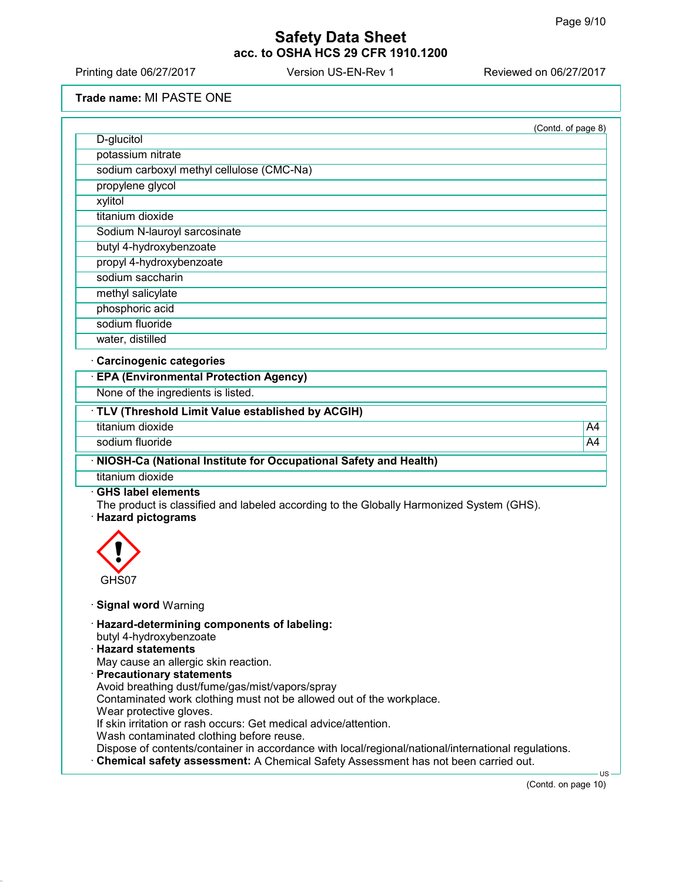**Trade name:** MI PASTE ONE

(Contd. of page 8)

| |
|---|
| D-glucitol |
| potassium nitrate |
| sodium carboxyl methyl cellulose (CMC-Na) |
| propylene glycol |
| xylitol |
| titanium dioxide |
| Sodium N-lauroyl sarcosinate |
| butyl 4-hydroxybenzoate |
| propyl 4-hydroxybenzoate |
| sodium saccharin |
| methyl salicylate |
| phosphoric acid |
| sodium fluoride |
| water, distilled |

· **Carcinogenic categories**

| · EPA (Environmental Protection Agency) |
|---|
| None of the ingredients is listed. |

| · TLV (Threshold Limit Value established by ACGIH) | |
|---|---|
| titanium dioxide | A4 |
| sodium fluoride | A4 |

| · NIOSH-Ca (National Institute for Occupational Safety and Health) |
|---|
| titanium dioxide |

· **GHS label elements**
The product is classified and labeled according to the Globally Harmonized System (GHS).

· **Hazard pictograms**

GHS07

· **Signal word** Warning

· **Hazard-determining components of labeling:**
butyl 4-hydroxybenzoate

· **Hazard statements**
May cause an allergic skin reaction.

· **Precautionary statements**
Avoid breathing dust/fume/gas/mist/vapors/spray
Contaminated work clothing must not be allowed out of the workplace.
Wear protective gloves.
If skin irritation or rash occurs: Get medical advice/attention.
Wash contaminated clothing before reuse.
Dispose of contents/container in accordance with local/regional/national/international regulations.

· **Chemical safety assessment:** A Chemical Safety Assessment has not been carried out.

(Contd. on page 10)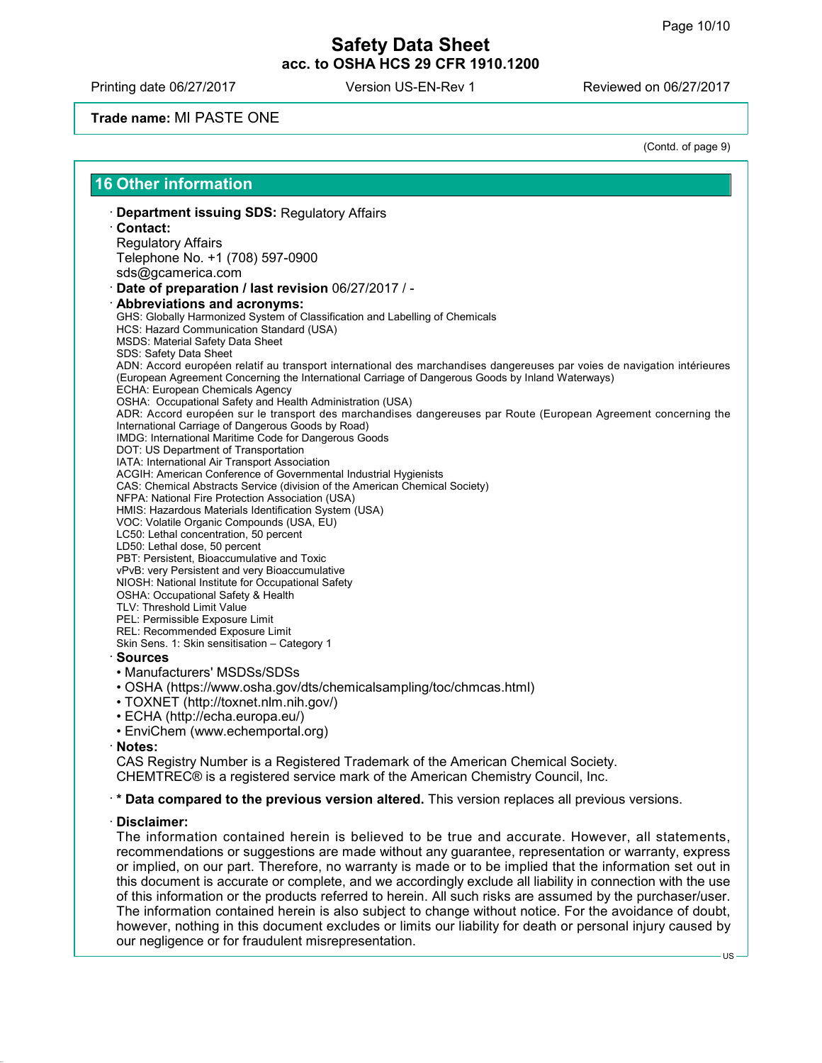**Trade name:** MI PASTE ONE

(Contd. of page 9)

## 16 Other information

· **Department issuing SDS:** Regulatory Affairs

· **Contact:**
Regulatory Affairs
Telephone No. +1 (708) 597-0900
sds@gcamerica.com

· **Date of preparation / last revision** 06/27/2017 / -

· **Abbreviations and acronyms:**
GHS: Globally Harmonized System of Classification and Labelling of Chemicals
HCS: Hazard Communication Standard (USA)
MSDS: Material Safety Data Sheet
SDS: Safety Data Sheet
ADN: Accord européen relatif au transport international des marchandises dangereuses par voies de navigation intérieures (European Agreement Concerning the International Carriage of Dangerous Goods by Inland Waterways)
ECHA: European Chemicals Agency
OSHA: Occupational Safety and Health Administration (USA)
ADR: Accord européen sur le transport des marchandises dangereuses par Route (European Agreement concerning the International Carriage of Dangerous Goods by Road)
IMDG: International Maritime Code for Dangerous Goods
DOT: US Department of Transportation
IATA: International Air Transport Association
ACGIH: American Conference of Governmental Industrial Hygienists
CAS: Chemical Abstracts Service (division of the American Chemical Society)
NFPA: National Fire Protection Association (USA)
HMIS: Hazardous Materials Identification System (USA)
VOC: Volatile Organic Compounds (USA, EU)
LC50: Lethal concentration, 50 percent
LD50: Lethal dose, 50 percent
PBT: Persistent, Bioaccumulative and Toxic
vPvB: very Persistent and very Bioaccumulative
NIOSH: National Institute for Occupational Safety
OSHA: Occupational Safety & Health
TLV: Threshold Limit Value
PEL: Permissible Exposure Limit
REL: Recommended Exposure Limit
Skin Sens. 1: Skin sensitisation – Category 1

· **Sources**
- Manufacturers' MSDSs/SDSs
- OSHA (https://www.osha.gov/dts/chemicalsampling/toc/chmcas.html)
- TOXNET (http://toxnet.nlm.nih.gov/)
- ECHA (http://echa.europa.eu/)
- EnviChem (www.echemportal.org)

· **Notes:**
CAS Registry Number is a Registered Trademark of the American Chemical Society.
CHEMTREC® is a registered service mark of the American Chemistry Council, Inc.

· *** Data compared to the previous version altered.** This version replaces all previous versions.

· **Disclaimer:**
The information contained herein is believed to be true and accurate. However, all statements, recommendations or suggestions are made without any guarantee, representation or warranty, express or implied, on our part. Therefore, no warranty is made or to be implied that the information set out in this document is accurate or complete, and we accordingly exclude all liability in connection with the use of this information or the products referred to herein. All such risks are assumed by the purchaser/user. The information contained herein is also subject to change without notice. For the avoidance of doubt, however, nothing in this document excludes or limits our liability for death or personal injury caused by our negligence or for fraudulent misrepresentation.